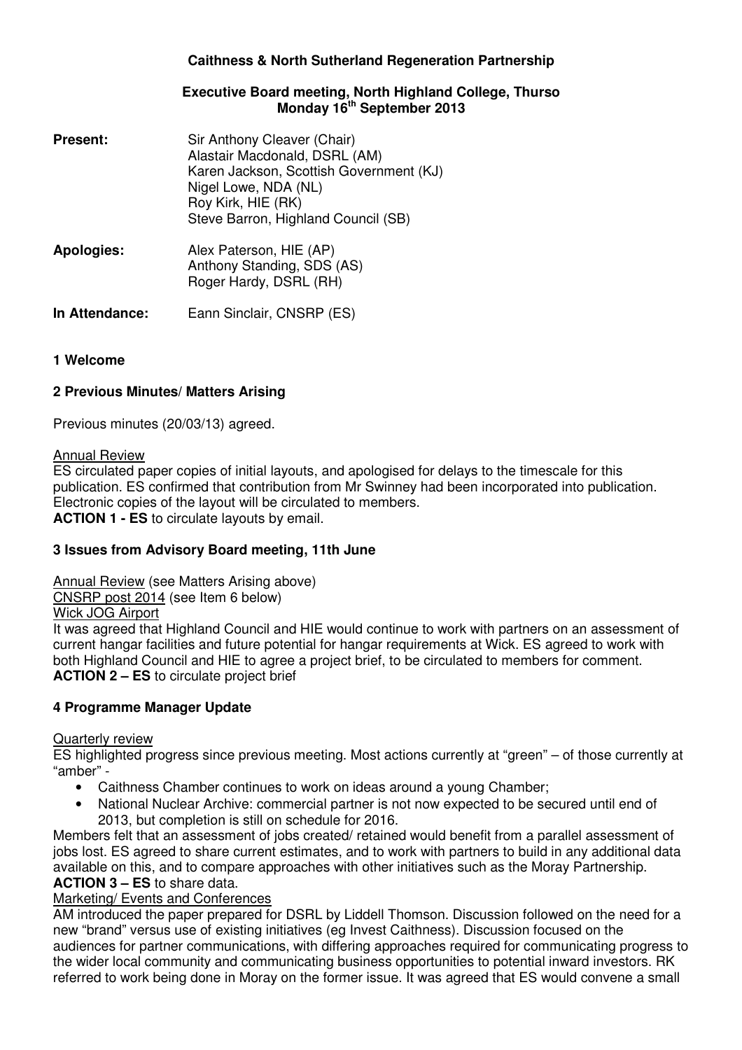**Caithness & North Sutherland Regeneration Partnership**

**Executive Board meeting, North Highland College, Thurso**
**Monday 16th September 2013**

**Present:** Sir Anthony Cleaver (Chair)
Alastair Macdonald, DSRL (AM)
Karen Jackson, Scottish Government (KJ)
Nigel Lowe, NDA (NL)
Roy Kirk, HIE (RK)
Steve Barron, Highland Council (SB)

**Apologies:** Alex Paterson, HIE (AP)
Anthony Standing, SDS (AS)
Roger Hardy, DSRL (RH)

**In Attendance:** Eann Sinclair, CNSRP (ES)

**1 Welcome**

**2 Previous Minutes/ Matters Arising**

Previous minutes (20/03/13) agreed.

Annual Review

ES circulated paper copies of initial layouts, and apologised for delays to the timescale for this publication. ES confirmed that contribution from Mr Swinney had been incorporated into publication. Electronic copies of the layout will be circulated to members.

**ACTION 1 - ES** to circulate layouts by email.

**3 Issues from Advisory Board meeting, 11th June**

Annual Review (see Matters Arising above)

CNSRP post 2014 (see Item 6 below)

Wick JOG Airport

It was agreed that Highland Council and HIE would continue to work with partners on an assessment of current hangar facilities and future potential for hangar requirements at Wick. ES agreed to work with both Highland Council and HIE to agree a project brief, to be circulated to members for comment.

**ACTION 2 – ES** to circulate project brief

**4 Programme Manager Update**

Quarterly review

ES highlighted progress since previous meeting. Most actions currently at "green" – of those currently at "amber" -

- Caithness Chamber continues to work on ideas around a young Chamber;
- National Nuclear Archive: commercial partner is not now expected to be secured until end of 2013, but completion is still on schedule for 2016.

Members felt that an assessment of jobs created/ retained would benefit from a parallel assessment of jobs lost. ES agreed to share current estimates, and to work with partners to build in any additional data available on this, and to compare approaches with other initiatives such as the Moray Partnership.

**ACTION 3 – ES** to share data.

Marketing/ Events and Conferences

AM introduced the paper prepared for DSRL by Liddell Thomson. Discussion followed on the need for a new "brand" versus use of existing initiatives (eg Invest Caithness). Discussion focused on the audiences for partner communications, with differing approaches required for communicating progress to the wider local community and communicating business opportunities to potential inward investors. RK referred to work being done in Moray on the former issue. It was agreed that ES would convene a small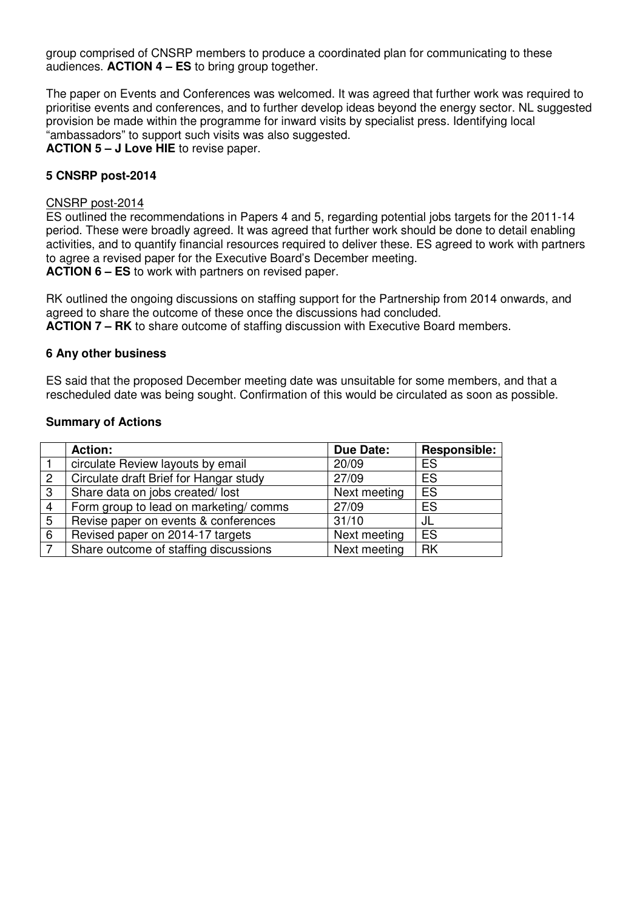group comprised of CNSRP members to produce a coordinated plan for communicating to these audiences. **ACTION 4 – ES** to bring group together.

The paper on Events and Conferences was welcomed. It was agreed that further work was required to prioritise events and conferences, and to further develop ideas beyond the energy sector. NL suggested provision be made within the programme for inward visits by specialist press. Identifying local "ambassadors" to support such visits was also suggested.
**ACTION 5 – J Love HIE** to revise paper.

### 5 CNSRP post-2014

<u>CNSRP post-2014</u>

ES outlined the recommendations in Papers 4 and 5, regarding potential jobs targets for the 2011-14 period. These were broadly agreed. It was agreed that further work should be done to detail enabling activities, and to quantify financial resources required to deliver these. ES agreed to work with partners to agree a revised paper for the Executive Board's December meeting.
**ACTION 6 – ES** to work with partners on revised paper.

RK outlined the ongoing discussions on staffing support for the Partnership from 2014 onwards, and agreed to share the outcome of these once the discussions had concluded.
**ACTION 7 – RK** to share outcome of staffing discussion with Executive Board members.

### 6 Any other business

ES said that the proposed December meeting date was unsuitable for some members, and that a rescheduled date was being sought. Confirmation of this would be circulated as soon as possible.

### Summary of Actions

| | **Action:** | **Due Date:** | **Responsible:** |
|---|---|---|---|
| 1 | circulate Review layouts by email | 20/09 | ES |
| 2 | Circulate draft Brief for Hangar study | 27/09 | ES |
| 3 | Share data on jobs created/ lost | Next meeting | ES |
| 4 | Form group to lead on marketing/ comms | 27/09 | ES |
| 5 | Revise paper on events & conferences | 31/10 | JL |
| 6 | Revised paper on 2014-17 targets | Next meeting | ES |
| 7 | Share outcome of staffing discussions | Next meeting | RK |